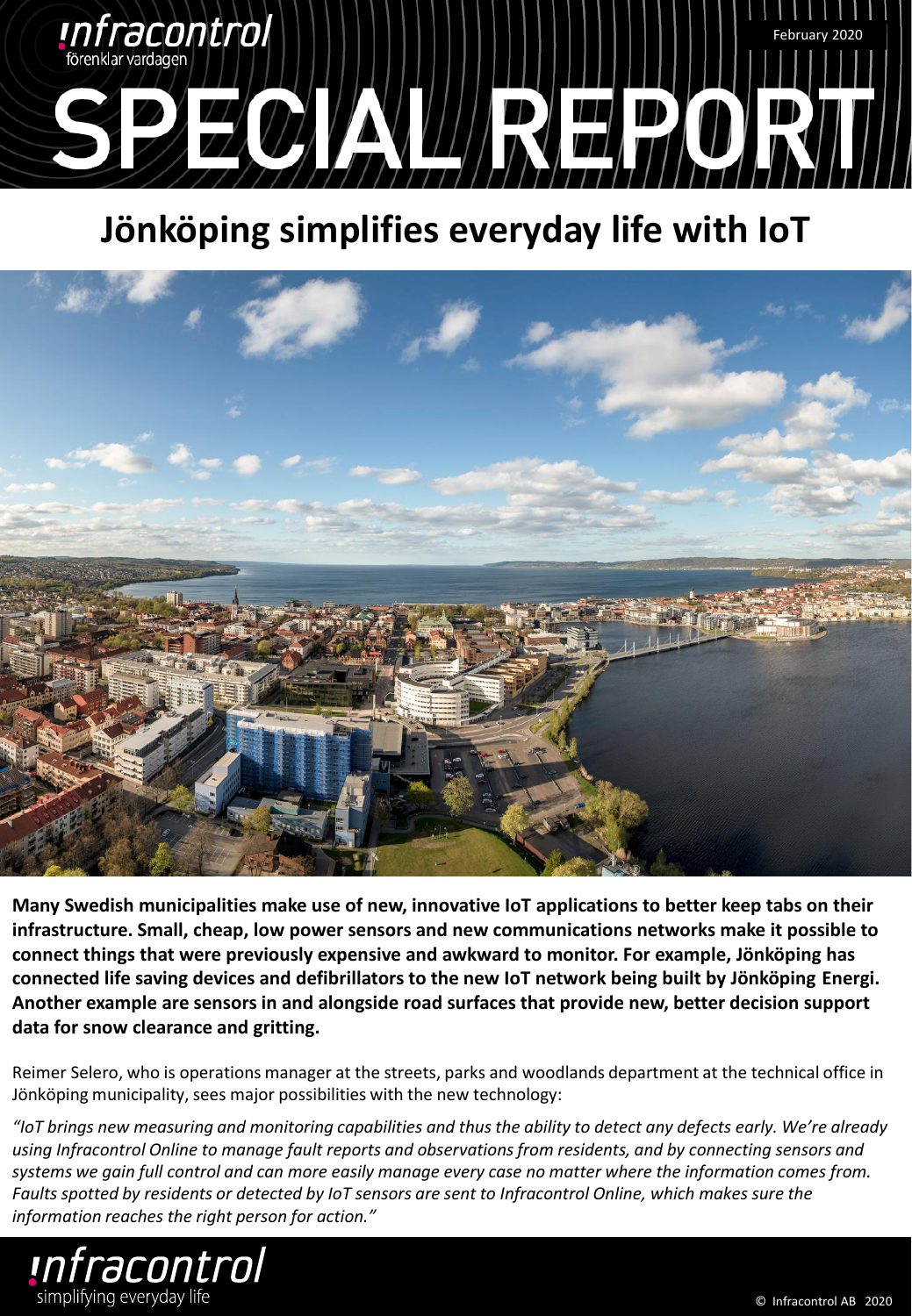# SPECIAL REPORT

## Jönköping simplifies everyday life with IoT

**Many Swedish municipalities make use of new, innovative IoT applications to better keep tabs on their infrastructure. Small, cheap, low power sensors and new communications networks make it possible to connect things that were previously expensive and awkward to monitor. For example, Jönköping has connected life saving devices and defibrillators to the new IoT network being built by Jönköping Energi. Another example are sensors in and alongside road surfaces that provide new, better decision support data for snow clearance and gritting.**

Reimer Selero, who is operations manager at the streets, parks and woodlands department at the technical office in Jönköping municipality, sees major possibilities with the new technology:

*"IoT brings new measuring and monitoring capabilities and thus the ability to detect any defects early. We're already using Infracontrol Online to manage fault reports and observations from residents, and by connecting sensors and systems we gain full control and can more easily manage every case no matter where the information comes from. Faults spotted by residents or detected by IoT sensors are sent to Infracontrol Online, which makes sure the information reaches the right person for action."*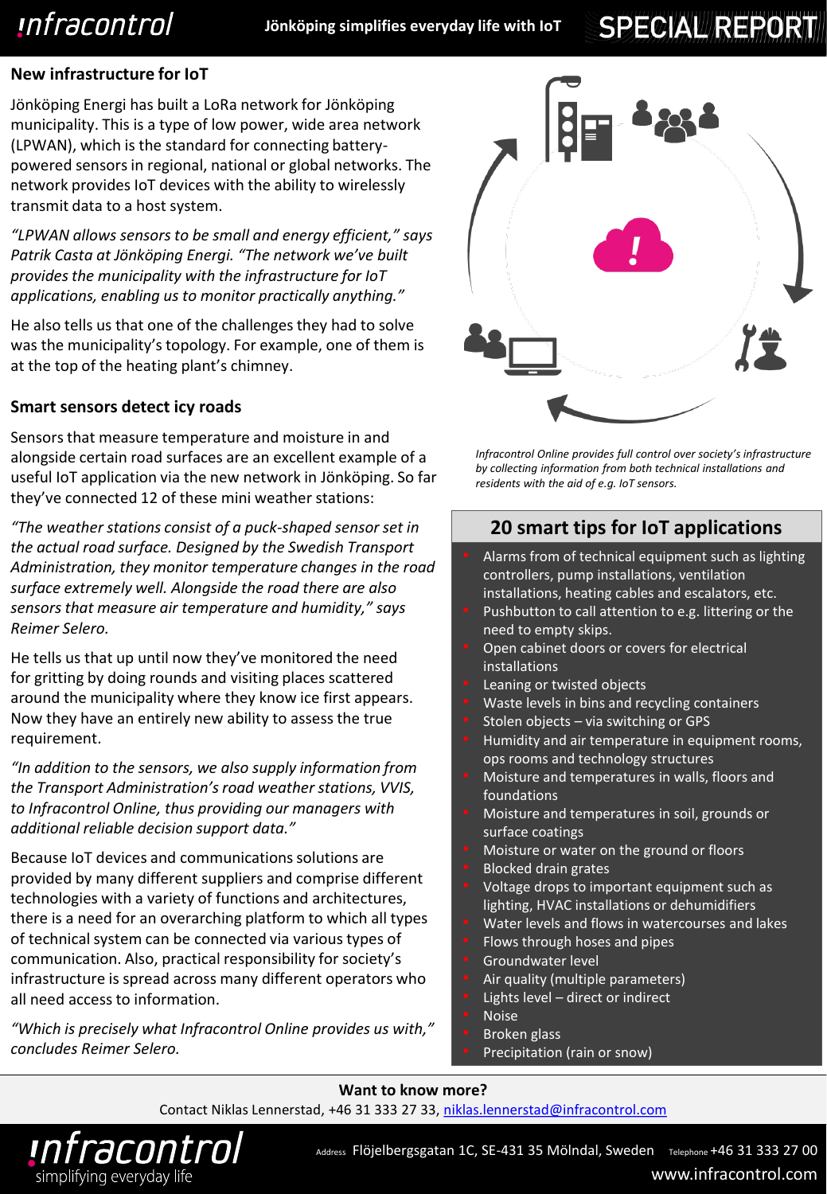## New infrastructure for IoT

Jönköping Energi has built a LoRa network for Jönköping municipality. This is a type of low power, wide area network (LPWAN), which is the standard for connecting battery-powered sensors in regional, national or global networks. The network provides IoT devices with the ability to wirelessly transmit data to a host system.

*"LPWAN allows sensors to be small and energy efficient," says Patrik Casta at Jönköping Energi. "The network we've built provides the municipality with the infrastructure for IoT applications, enabling us to monitor practically anything."*

He also tells us that one of the challenges they had to solve was the municipality's topology. For example, one of them is at the top of the heating plant's chimney.

## Smart sensors detect icy roads

Sensors that measure temperature and moisture in and alongside certain road surfaces are an excellent example of a useful IoT application via the new network in Jönköping. So far they've connected 12 of these mini weather stations:

*"The weather stations consist of a puck-shaped sensor set in the actual road surface. Designed by the Swedish Transport Administration, they monitor temperature changes in the road surface extremely well. Alongside the road there are also sensors that measure air temperature and humidity," says Reimer Selero.*

He tells us that up until now they've monitored the need for gritting by doing rounds and visiting places scattered around the municipality where they know ice first appears. Now they have an entirely new ability to assess the true requirement.

*"In addition to the sensors, we also supply information from the Transport Administration's road weather stations, VVIS, to Infracontrol Online, thus providing our managers with additional reliable decision support data."*

Because IoT devices and communications solutions are provided by many different suppliers and comprise different technologies with a variety of functions and architectures, there is a need for an overarching platform to which all types of technical system can be connected via various types of communication. Also, practical responsibility for society's infrastructure is spread across many different operators who all need access to information.

*"Which is precisely what Infracontrol Online provides us with," concludes Reimer Selero.*

*Infracontrol Online provides full control over society's infrastructure by collecting information from both technical installations and residents with the aid of e.g. IoT sensors.*

## 20 smart tips for IoT applications

- Alarms from of technical equipment such as lighting controllers, pump installations, ventilation installations, heating cables and escalators, etc.
- Pushbutton to call attention to e.g. littering or the need to empty skips.
- Open cabinet doors or covers for electrical installations
- Leaning or twisted objects
- Waste levels in bins and recycling containers
- Stolen objects – via switching or GPS
- Humidity and air temperature in equipment rooms, ops rooms and technology structures
- Moisture and temperatures in walls, floors and foundations
- Moisture and temperatures in soil, grounds or surface coatings
- Moisture or water on the ground or floors
- Blocked drain grates
- Voltage drops to important equipment such as lighting, HVAC installations or dehumidifiers
- Water levels and flows in watercourses and lakes
- Flows through hoses and pipes
- Groundwater level
- Air quality (multiple parameters)
- Lights level – direct or indirect
- Noise
- Broken glass
- Precipitation (rain or snow)

**Want to know more?**

Contact Niklas Lennerstad, +46 31 333 27 33, niklas.lennerstad@infracontrol.com

infracontrol
simplifying everyday life

Address Flöjelbergsgatan 1C, SE-431 35 Mölndal, Sweden Telephone +46 31 333 27 00
www.infracontrol.com